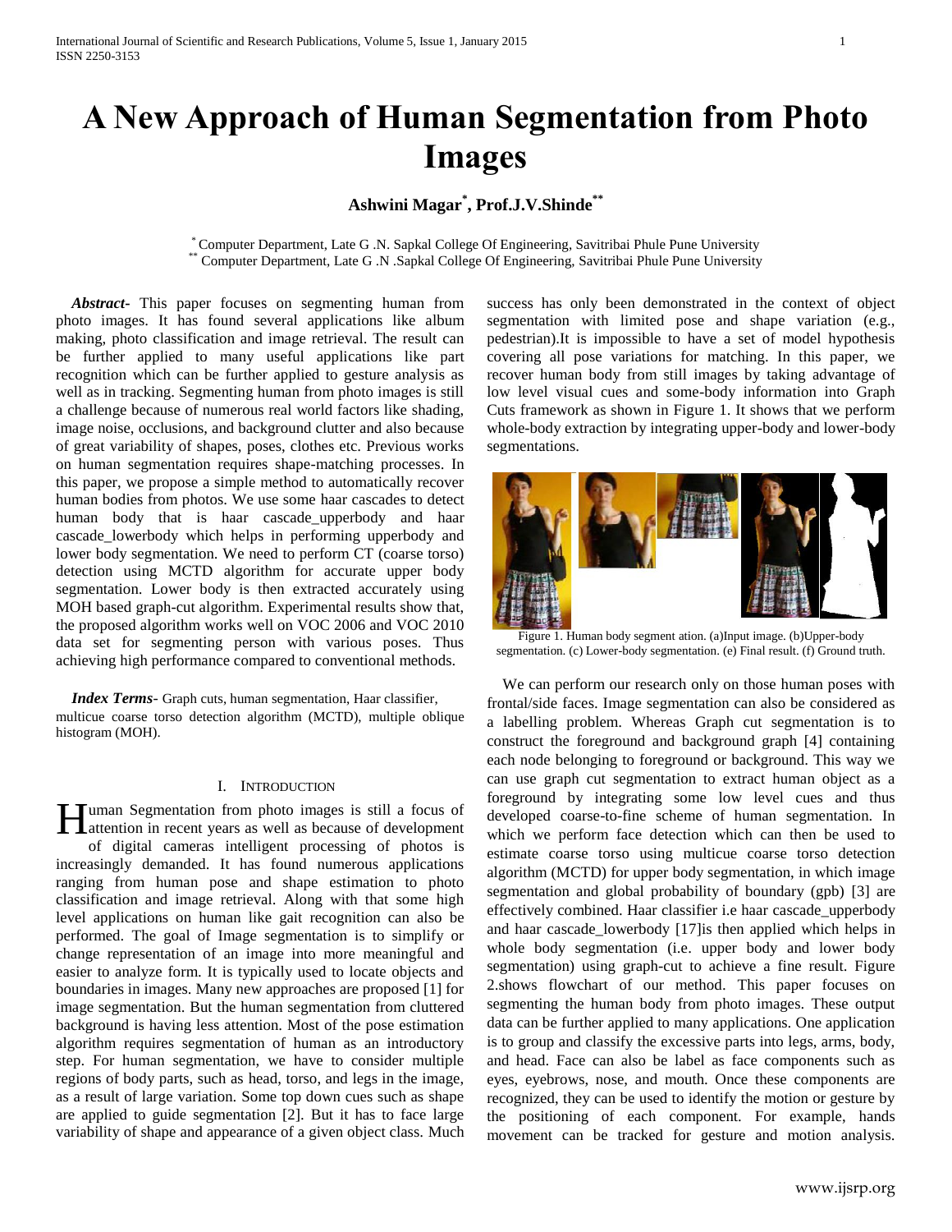# A New Approach of Human Segmentation from Photo Images

**Ashwini Magar[*], Prof.J.V.Shinde[**]**

[*] Computer Department, Late G .N. Sapkal College Of Engineering, Savitribai Phule Pune University
[**] Computer Department, Late G .N .Sapkal College Of Engineering, Savitribai Phule Pune University

***Abstract-*** This paper focuses on segmenting human from photo images. It has found several applications like album making, photo classification and image retrieval. The result can be further applied to many useful applications like part recognition which can be further applied to gesture analysis as well as in tracking. Segmenting human from photo images is still a challenge because of numerous real world factors like shading, image noise, occlusions, and background clutter and also because of great variability of shapes, poses, clothes etc. Previous works on human segmentation requires shape-matching processes. In this paper, we propose a simple method to automatically recover human bodies from photos. We use some haar cascades to detect human body that is haar cascade_upperbody and haar cascade_lowerbody which helps in performing upperbody and lower body segmentation. We need to perform CT (coarse torso) detection using MCTD algorithm for accurate upper body segmentation. Lower body is then extracted accurately using MOH based graph-cut algorithm. Experimental results show that, the proposed algorithm works well on VOC 2006 and VOC 2010 data set for segmenting person with various poses. Thus achieving high performance compared to conventional methods.

***Index Terms-*** Graph cuts, human segmentation, Haar classifier, multicue coarse torso detection algorithm (MCTD), multiple oblique histogram (MOH).

## I. Introduction

Human Segmentation from photo images is still a focus of attention in recent years as well as because of development of digital cameras intelligent processing of photos is increasingly demanded. It has found numerous applications ranging from human pose and shape estimation to photo classification and image retrieval. Along with that some high level applications on human like gait recognition can also be performed. The goal of Image segmentation is to simplify or change representation of an image into more meaningful and easier to analyze form. It is typically used to locate objects and boundaries in images. Many new approaches are proposed [1] for image segmentation. But the human segmentation from cluttered background is having less attention. Most of the pose estimation algorithm requires segmentation of human as an introductory step. For human segmentation, we have to consider multiple regions of body parts, such as head, torso, and legs in the image, as a result of large variation. Some top down cues such as shape are applied to guide segmentation [2]. But it has to face large variability of shape and appearance of a given object class. Much success has only been demonstrated in the context of object segmentation with limited pose and shape variation (e.g., pedestrian).It is impossible to have a set of model hypothesis covering all pose variations for matching. In this paper, we recover human body from still images by taking advantage of low level visual cues and some-body information into Graph Cuts framework as shown in Figure 1. It shows that we perform whole-body extraction by integrating upper-body and lower-body segmentations.

Figure 1. Human body segment ation. (a)Input image. (b)Upper-body segmentation. (c) Lower-body segmentation. (e) Final result. (f) Ground truth.

We can perform our research only on those human poses with frontal/side faces. Image segmentation can also be considered as a labelling problem. Whereas Graph cut segmentation is to construct the foreground and background graph [4] containing each node belonging to foreground or background. This way we can use graph cut segmentation to extract human object as a foreground by integrating some low level cues and thus developed coarse-to-fine scheme of human segmentation. In which we perform face detection which can then be used to estimate coarse torso using multicue coarse torso detection algorithm (MCTD) for upper body segmentation, in which image segmentation and global probability of boundary (gpb) [3] are effectively combined. Haar classifier i.e haar cascade_upperbody and haar cascade_lowerbody [17]is then applied which helps in whole body segmentation (i.e. upper body and lower body segmentation) using graph-cut to achieve a fine result. Figure 2.shows flowchart of our method. This paper focuses on segmenting the human body from photo images. These output data can be further applied to many applications. One application is to group and classify the excessive parts into legs, arms, body, and head. Face can also be label as face components such as eyes, eyebrows, nose, and mouth. Once these components are recognized, they can be used to identify the motion or gesture by the positioning of each component. For example, hands movement can be tracked for gesture and motion analysis.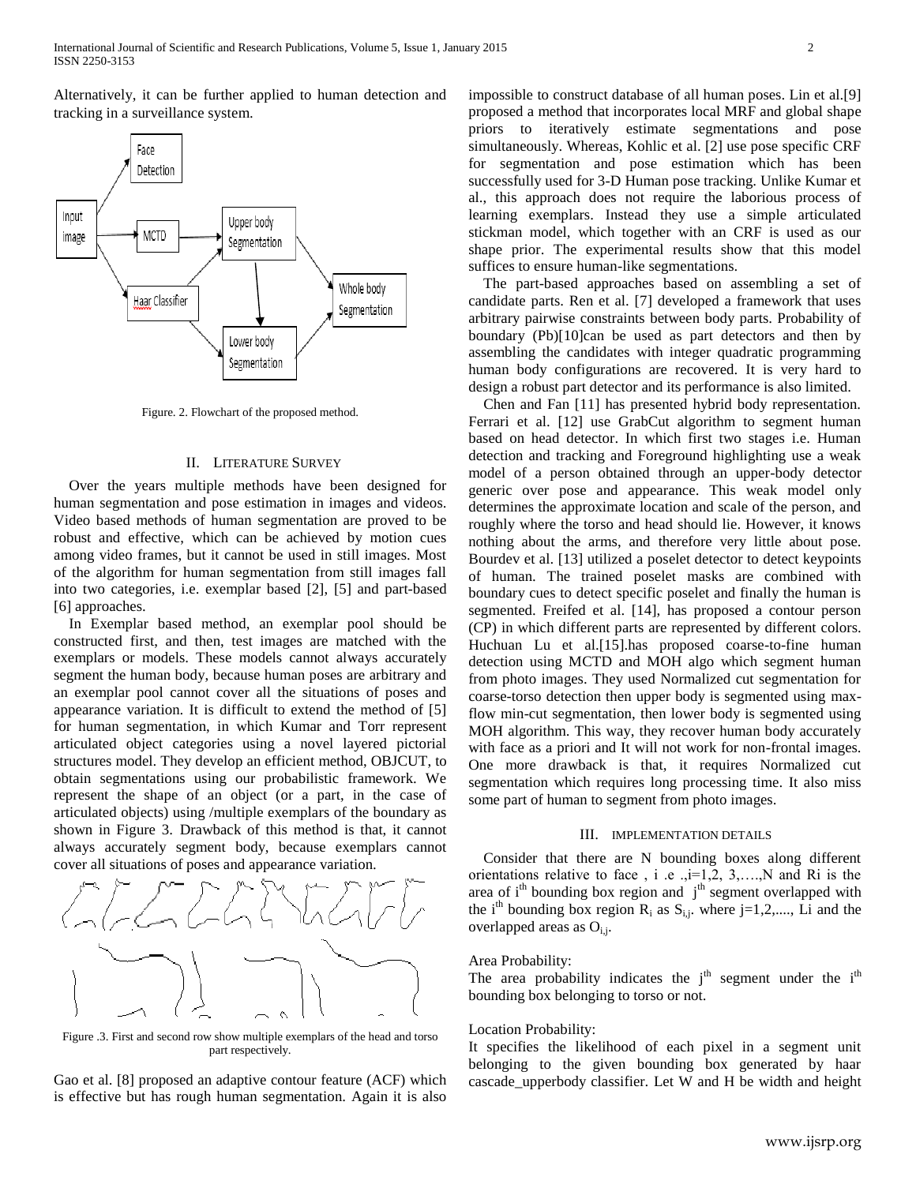Alternatively, it can be further applied to human detection and tracking in a surveillance system.

Figure. 2. Flowchart of the proposed method.

## II. Literature Survey

Over the years multiple methods have been designed for human segmentation and pose estimation in images and videos. Video based methods of human segmentation are proved to be robust and effective, which can be achieved by motion cues among video frames, but it cannot be used in still images. Most of the algorithm for human segmentation from still images fall into two categories, i.e. exemplar based [2], [5] and part-based [6] approaches.

In Exemplar based method, an exemplar pool should be constructed first, and then, test images are matched with the exemplars or models. These models cannot always accurately segment the human body, because human poses are arbitrary and an exemplar pool cannot cover all the situations of poses and appearance variation. It is difficult to extend the method of [5] for human segmentation, in which Kumar and Torr represent articulated object categories using a novel layered pictorial structures model. They develop an efficient method, OBJCUT, to obtain segmentations using our probabilistic framework. We represent the shape of an object (or a part, in the case of articulated objects) using /multiple exemplars of the boundary as shown in Figure 3. Drawback of this method is that, it cannot always accurately segment body, because exemplars cannot cover all situations of poses and appearance variation.

Figure .3. First and second row show multiple exemplars of the head and torso part respectively.

Gao et al. [8] proposed an adaptive contour feature (ACF) which is effective but has rough human segmentation. Again it is also impossible to construct database of all human poses. Lin et al.[9] proposed a method that incorporates local MRF and global shape priors to iteratively estimate segmentations and pose simultaneously. Whereas, Kohlic et al. [2] use pose specific CRF for segmentation and pose estimation which has been successfully used for 3-D Human pose tracking. Unlike Kumar et al., this approach does not require the laborious process of learning exemplars. Instead they use a simple articulated stickman model, which together with an CRF is used as our shape prior. The experimental results show that this model suffices to ensure human-like segmentations.

The part-based approaches based on assembling a set of candidate parts. Ren et al. [7] developed a framework that uses arbitrary pairwise constraints between body parts. Probability of boundary (Pb)[10]can be used as part detectors and then by assembling the candidates with integer quadratic programming human body configurations are recovered. It is very hard to design a robust part detector and its performance is also limited.

Chen and Fan [11] has presented hybrid body representation. Ferrari et al. [12] use GrabCut algorithm to segment human based on head detector. In which first two stages i.e. Human detection and tracking and Foreground highlighting use a weak model of a person obtained through an upper-body detector generic over pose and appearance. This weak model only determines the approximate location and scale of the person, and roughly where the torso and head should lie. However, it knows nothing about the arms, and therefore very little about pose. Bourdev et al. [13] utilized a poselet detector to detect keypoints of human. The trained poselet masks are combined with boundary cues to detect specific poselet and finally the human is segmented. Freifed et al. [14], has proposed a contour person (CP) in which different parts are represented by different colors. Huchuan Lu et al.[15].has proposed coarse-to-fine human detection using MCTD and MOH algo which segment human from photo images. They used Normalized cut segmentation for coarse-torso detection then upper body is segmented using max-flow min-cut segmentation, then lower body is segmented using MOH algorithm. This way, they recover human body accurately with face as a priori and It will not work for non-frontal images. One more drawback is that, it requires Normalized cut segmentation which requires long processing time. It also miss some part of human to segment from photo images.

## III. Implementation Details

Consider that there are N bounding boxes along different orientations relative to face , i .e .,i=1,2, 3,….,N and Ri is the area of $i^{th}$ bounding box region and $j^{th}$ segment overlapped with the $i^{th}$ bounding box region $R_i$ as $S_{i,j}$. where j=1,2,...., Li and the overlapped areas as $O_{i,j}$.

Area Probability:
The area probability indicates the $j^{th}$ segment under the $i^{th}$ bounding box belonging to torso or not.

Location Probability:
It specifies the likelihood of each pixel in a segment unit belonging to the given bounding box generated by haar cascade_upperbody classifier. Let W and H be width and height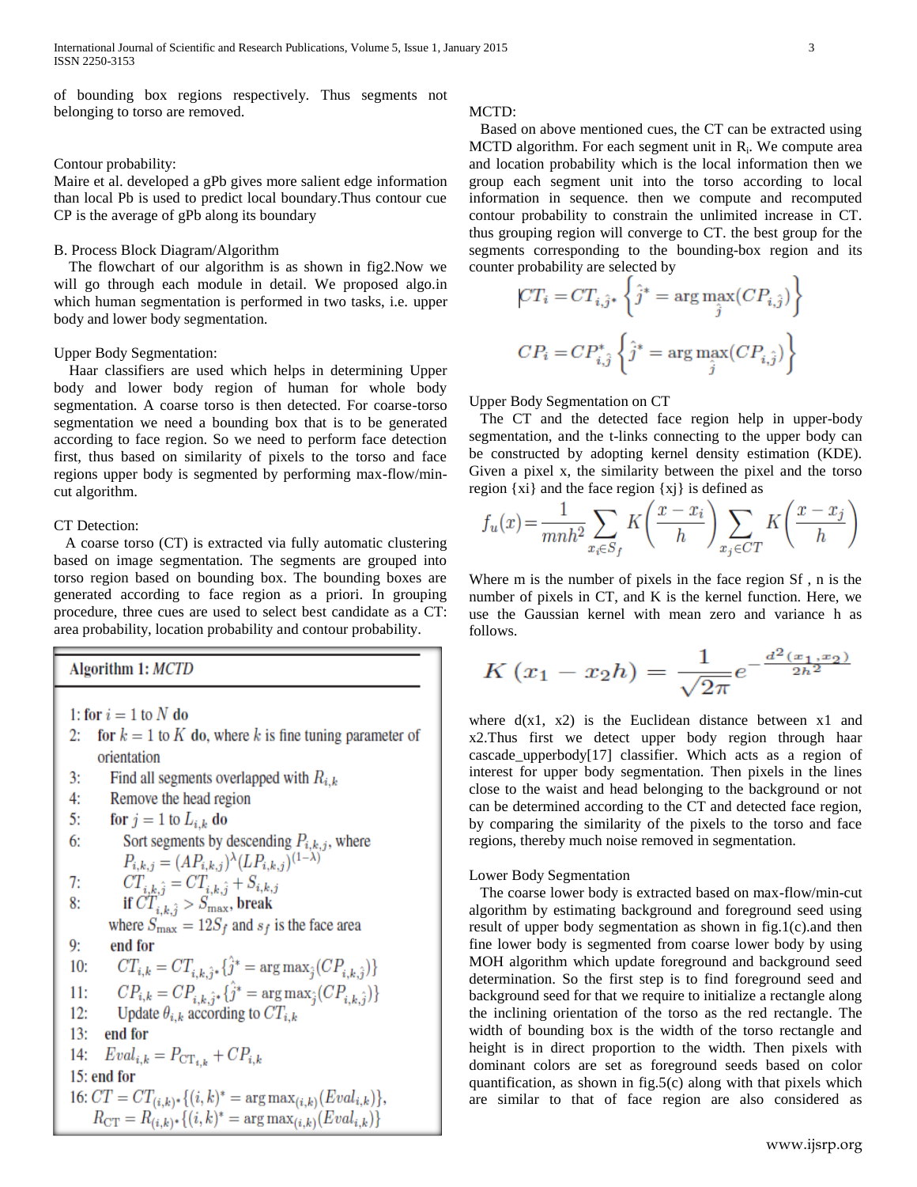of bounding box regions respectively. Thus segments not belonging to torso are removed.

Contour probability:
Maire et al. developed a gPb gives more salient edge information than local Pb is used to predict local boundary.Thus contour cue CP is the average of gPb along its boundary

B. Process Block Diagram/Algorithm

The flowchart of our algorithm is as shown in fig2.Now we will go through each module in detail. We proposed algo.in which human segmentation is performed in two tasks, i.e. upper body and lower body segmentation.

Upper Body Segmentation:

Haar classifiers are used which helps in determining Upper body and lower body region of human for whole body segmentation. A coarse torso is then detected. For coarse-torso segmentation we need a bounding box that is to be generated according to face region. So we need to perform face detection first, thus based on similarity of pixels to the torso and face regions upper body is segmented by performing max-flow/min-cut algorithm.

CT Detection:

A coarse torso (CT) is extracted via fully automatic clustering based on image segmentation. The segments are grouped into torso region based on bounding box. The bounding boxes are generated according to face region as a priori. In grouping procedure, three cues are used to select best candidate as a CT: area probability, location probability and contour probability.

**Algorithm 1:** *MCTD*

1: **for** $i = 1$ to $N$ **do**
2: **for** $k = 1$ to $K$ **do**, where $k$ is fine tuning parameter of orientation
3: Find all segments overlapped with $R_{i,k}$
4: Remove the head region
5: **for** $j = 1$ to $L_{i,k}$ **do**
6: Sort segments by descending $P_{i,k,j}$, where $P_{i,k,j} = (AP_{i,k,j})^{\lambda}(LP_{i,k,j})^{(1-\lambda)}$
7: $CT_{i,k,\hat{j}} = CT_{i,k,\hat{j}} + S_{i,k,j}$
8: **if** $CT_{i,k,\hat{j}} > S_{\max}$, **break** where $S_{\max} = 12S_f$ and $s_f$ is the face area
9: **end for**
10: $CT_{i,k} = CT_{i,k,\hat{j}^*}\{\hat{j}^* = \arg\max_{\hat{j}}(CP_{i,k,\hat{j}})\}$
11: $CP_{i,k} = CP_{i,k,\hat{j}^*}\{\hat{j}^* = \arg\max_{\hat{j}}(CP_{i,k,\hat{j}})\}$
12: Update $\theta_{i,k}$ according to $CT_{i,k}$
13: **end for**
14: $Eval_{i,k} = P_{CT_{i,k}} + CP_{i,k}$
15: **end for**
16: $CT = CT_{(i,k)^*}\{(i,k)^* = \arg\max_{(i,k)}(Eval_{i,k})\}$, $R_{CT} = R_{(i,k)^*}\{(i,k)^* = \arg\max_{(i,k)}(Eval_{i,k})\}$

MCTD:

Based on above mentioned cues, the CT can be extracted using MCTD algorithm. For each segment unit in $R_i$. We compute area and location probability which is the local information then we group each segment unit into the torso according to local information in sequence. then we compute and recomputed contour probability to constrain the unlimited increase in CT. thus grouping region will converge to CT. the best group for the segments corresponding to the bounding-box region and its counter probability are selected by

$$CT_i = CT_{i,\hat{j}^*}\left\{\hat{j}^* = \arg\max_{\hat{j}}(CP_{i,\hat{j}})\right\}$$

$$CP_i = CP^*_{i,\hat{j}}\left\{\hat{j}^* = \arg\max_{\hat{j}}(CP_{i,\hat{j}})\right\}$$

Upper Body Segmentation on CT

The CT and the detected face region help in upper-body segmentation, and the t-links connecting to the upper body can be constructed by adopting kernel density estimation (KDE). Given a pixel x, the similarity between the pixel and the torso region {xi} and the face region {xj} is defined as

$$f_u(x) = \frac{1}{mnh^2}\sum_{x_i \in S_f} K\left(\frac{x - x_i}{h}\right)\sum_{x_j \in CT} K\left(\frac{x - x_j}{h}\right)$$

Where m is the number of pixels in the face region Sf , n is the number of pixels in CT, and K is the kernel function. Here, we use the Gaussian kernel with mean zero and variance h as follows.

$$K\,(x_1 - x_2 h) = \frac{1}{\sqrt{2\pi}} e^{-\frac{d^2(x_1, x_2)}{2h^2}}$$

where d(x1, x2) is the Euclidean distance between x1 and x2.Thus first we detect upper body region through haar cascade_upperbody[17] classifier. Which acts as a region of interest for upper body segmentation. Then pixels in the lines close to the waist and head belonging to the background or not can be determined according to the CT and detected face region, by comparing the similarity of the pixels to the torso and face regions, thereby much noise removed in segmentation.

Lower Body Segmentation

The coarse lower body is extracted based on max-flow/min-cut algorithm by estimating background and foreground seed using result of upper body segmentation as shown in fig.1(c).and then fine lower body is segmented from coarse lower body by using MOH algorithm which update foreground and background seed determination. So the first step is to find foreground seed and background seed for that we require to initialize a rectangle along the inclining orientation of the torso as the red rectangle. The width of bounding box is the width of the torso rectangle and height is in direct proportion to the width. Then pixels with dominant colors are set as foreground seeds based on color quantification, as shown in fig.5(c) along with that pixels which are similar to that of face region are also considered as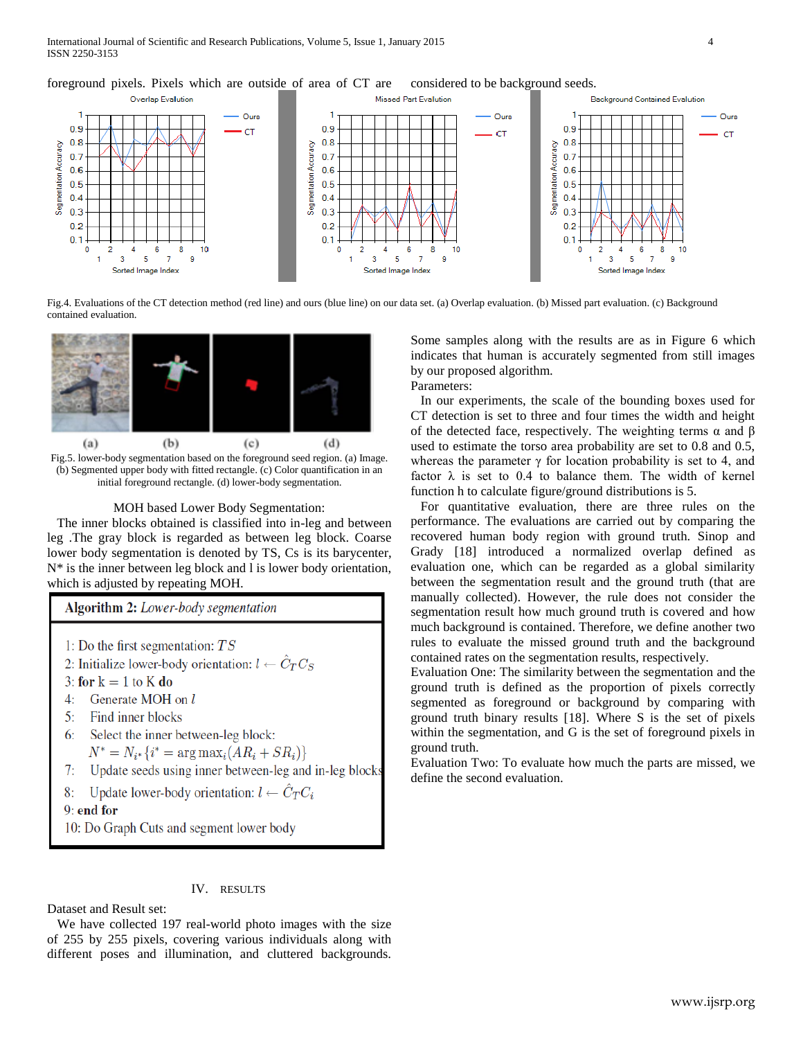foreground pixels. Pixels which are outside of area of CT are considered to be background seeds.

Fig.4. Evaluations of the CT detection method (red line) and ours (blue line) on our data set. (a) Overlap evaluation. (b) Missed part evaluation. (c) Background contained evaluation.

Fig.5. lower-body segmentation based on the foreground seed region. (a) Image. (b) Segmented upper body with fitted rectangle. (c) Color quantification in an initial foreground rectangle. (d) lower-body segmentation.

MOH based Lower Body Segmentation:

The inner blocks obtained is classified into in-leg and between leg .The gray block is regarded as between leg block. Coarse lower body segmentation is denoted by TS, Cs is its barycenter, N* is the inner between leg block and l is lower body orientation, which is adjusted by repeating MOH.

**Algorithm 2:** *Lower-body segmentation*

1: Do the first segmentation: $TS$
2: Initialize lower-body orientation: $l \leftarrow \hat{C}_T C_S$
3: **for** k = 1 to K **do**
4: Generate MOH on $l$
5: Find inner blocks
6: Select the inner between-leg block: $N^* = N_{i^*}\{i^* = \arg\max_i (AR_i + SR_i)\}$
7: Update seeds using inner between-leg and in-leg blocks
8: Update lower-body orientation: $l \leftarrow \hat{C}_T C_i$
9: **end for**
10: Do Graph Cuts and segment lower body

## IV. RESULTS

Dataset and Result set:

We have collected 197 real-world photo images with the size of 255 by 255 pixels, covering various individuals along with different poses and illumination, and cluttered backgrounds. Some samples along with the results are as in Figure 6 which indicates that human is accurately segmented from still images by our proposed algorithm.

Parameters:

In our experiments, the scale of the bounding boxes used for CT detection is set to three and four times the width and height of the detected face, respectively. The weighting terms α and β used to estimate the torso area probability are set to 0.8 and 0.5, whereas the parameter γ for location probability is set to 4, and factor λ is set to 0.4 to balance them. The width of kernel function h to calculate figure/ground distributions is 5.

For quantitative evaluation, there are three rules on the performance. The evaluations are carried out by comparing the recovered human body region with ground truth. Sinop and Grady [18] introduced a normalized overlap defined as evaluation one, which can be regarded as a global similarity between the segmentation result and the ground truth (that are manually collected). However, the rule does not consider the segmentation result how much ground truth is covered and how much background is contained. Therefore, we define another two rules to evaluate the missed ground truth and the background contained rates on the segmentation results, respectively.

Evaluation One: The similarity between the segmentation and the ground truth is defined as the proportion of pixels correctly segmented as foreground or background by comparing with ground truth binary results [18]. Where S is the set of pixels within the segmentation, and G is the set of foreground pixels in ground truth.

Evaluation Two: To evaluate how much the parts are missed, we define the second evaluation.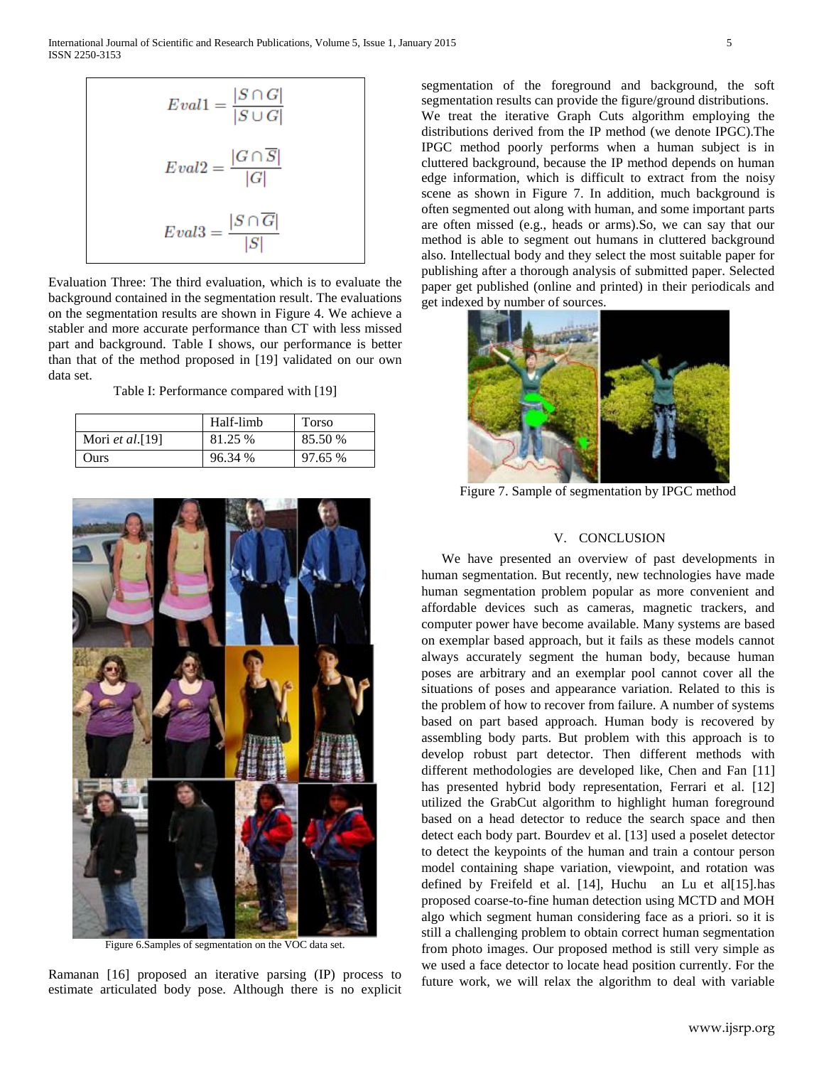$$Eval1 = \frac{|S \cap G|}{|S \cup G|}$$

$$Eval2 = \frac{|G \cap \overline{S}|}{|G|}$$

$$Eval3 = \frac{|S \cap \overline{G}|}{|S|}$$

Evaluation Three: The third evaluation, which is to evaluate the background contained in the segmentation result. The evaluations on the segmentation results are shown in Figure 4. We achieve a stabler and more accurate performance than CT with less missed part and background. Table I shows, our performance is better than that of the method proposed in [19] validated on our own data set.

Table I: Performance compared with [19]

| | Half-limb | Torso |
|---|---|---|
| Mori *et al*.[19] | 81.25 % | 85.50 % |
| Ours | 96.34 % | 97.65 % |

Figure 6.Samples of segmentation on the VOC data set.

Ramanan [16] proposed an iterative parsing (IP) process to estimate articulated body pose. Although there is no explicit segmentation of the foreground and background, the soft segmentation results can provide the figure/ground distributions. We treat the iterative Graph Cuts algorithm employing the distributions derived from the IP method (we denote IPGC).The IPGC method poorly performs when a human subject is in cluttered background, because the IP method depends on human edge information, which is difficult to extract from the noisy scene as shown in Figure 7. In addition, much background is often segmented out along with human, and some important parts are often missed (e.g., heads or arms).So, we can say that our method is able to segment out humans in cluttered background also. Intellectual body and they select the most suitable paper for publishing after a thorough analysis of submitted paper. Selected paper get published (online and printed) in their periodicals and get indexed by number of sources.

Figure 7. Sample of segmentation by IPGC method

## V. CONCLUSION

We have presented an overview of past developments in human segmentation. But recently, new technologies have made human segmentation problem popular as more convenient and affordable devices such as cameras, magnetic trackers, and computer power have become available. Many systems are based on exemplar based approach, but it fails as these models cannot always accurately segment the human body, because human poses are arbitrary and an exemplar pool cannot cover all the situations of poses and appearance variation. Related to this is the problem of how to recover from failure. A number of systems based on part based approach. Human body is recovered by assembling body parts. But problem with this approach is to develop robust part detector. Then different methods with different methodologies are developed like, Chen and Fan [11] has presented hybrid body representation, Ferrari et al. [12] utilized the GrabCut algorithm to highlight human foreground based on a head detector to reduce the search space and then detect each body part. Bourdev et al. [13] used a poselet detector to detect the keypoints of the human and train a contour person model containing shape variation, viewpoint, and rotation was defined by Freifeld et al. [14], Huchu an Lu et al[15].has proposed coarse-to-fine human detection using MCTD and MOH algo which segment human considering face as a priori. so it is still a challenging problem to obtain correct human segmentation from photo images. Our proposed method is still very simple as we used a face detector to locate head position currently. For the future work, we will relax the algorithm to deal with variable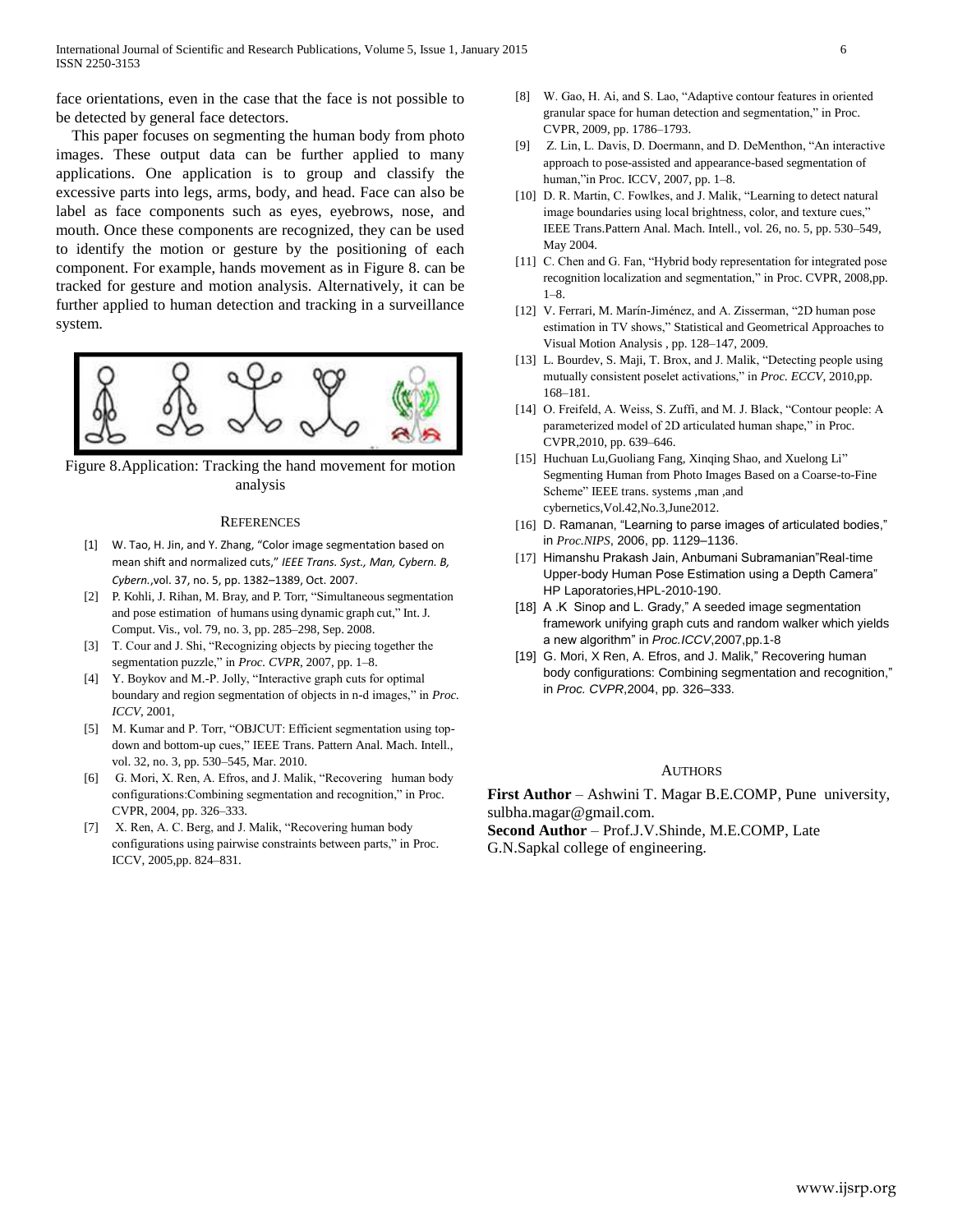face orientations, even in the case that the face is not possible to be detected by general face detectors.

This paper focuses on segmenting the human body from photo images. These output data can be further applied to many applications. One application is to group and classify the excessive parts into legs, arms, body, and head. Face can also be label as face components such as eyes, eyebrows, nose, and mouth. Once these components are recognized, they can be used to identify the motion or gesture by the positioning of each component. For example, hands movement as in Figure 8. can be tracked for gesture and motion analysis. Alternatively, it can be further applied to human detection and tracking in a surveillance system.

Figure 8.Application: Tracking the hand movement for motion analysis

## REFERENCES

[1] W. Tao, H. Jin, and Y. Zhang, "Color image segmentation based on mean shift and normalized cuts," *IEEE Trans. Syst., Man, Cybern. B, Cybern.*,vol. 37, no. 5, pp. 1382–1389, Oct. 2007.

[2] P. Kohli, J. Rihan, M. Bray, and P. Torr, "Simultaneous segmentation and pose estimation of humans using dynamic graph cut," Int. J. Comput. Vis., vol. 79, no. 3, pp. 285–298, Sep. 2008.

[3] T. Cour and J. Shi, "Recognizing objects by piecing together the segmentation puzzle," in *Proc. CVPR*, 2007, pp. 1–8.

[4] Y. Boykov and M.-P. Jolly, "Interactive graph cuts for optimal boundary and region segmentation of objects in n-d images," in *Proc. ICCV*, 2001,

[5] M. Kumar and P. Torr, "OBJCUT: Efficient segmentation using top-down and bottom-up cues," IEEE Trans. Pattern Anal. Mach. Intell., vol. 32, no. 3, pp. 530–545, Mar. 2010.

[6] G. Mori, X. Ren, A. Efros, and J. Malik, "Recovering human body configurations:Combining segmentation and recognition," in Proc. CVPR, 2004, pp. 326–333.

[7] X. Ren, A. C. Berg, and J. Malik, "Recovering human body configurations using pairwise constraints between parts," in Proc. ICCV, 2005,pp. 824–831.

[8] W. Gao, H. Ai, and S. Lao, "Adaptive contour features in oriented granular space for human detection and segmentation," in Proc. CVPR, 2009, pp. 1786–1793.

[9] Z. Lin, L. Davis, D. Doermann, and D. DeMenthon, "An interactive approach to pose-assisted and appearance-based segmentation of human,"in Proc. ICCV, 2007, pp. 1–8.

[10] D. R. Martin, C. Fowlkes, and J. Malik, "Learning to detect natural image boundaries using local brightness, color, and texture cues," IEEE Trans.Pattern Anal. Mach. Intell., vol. 26, no. 5, pp. 530–549, May 2004.

[11] C. Chen and G. Fan, "Hybrid body representation for integrated pose recognition localization and segmentation," in Proc. CVPR, 2008,pp. 1–8.

[12] V. Ferrari, M. Marín-Jiménez, and A. Zisserman, "2D human pose estimation in TV shows," Statistical and Geometrical Approaches to Visual Motion Analysis , pp. 128–147, 2009.

[13] L. Bourdev, S. Maji, T. Brox, and J. Malik, "Detecting people using mutually consistent poselet activations," in *Proc. ECCV*, 2010,pp. 168–181.

[14] O. Freifeld, A. Weiss, S. Zuffi, and M. J. Black, "Contour people: A parameterized model of 2D articulated human shape," in Proc. CVPR,2010, pp. 639–646.

[15] Huchuan Lu,Guoliang Fang, Xinqing Shao, and Xuelong Li" Segmenting Human from Photo Images Based on a Coarse-to-Fine Scheme" IEEE trans. systems ,man ,and cybernetics,Vol.42,No.3,June2012.

[16] D. Ramanan, "Learning to parse images of articulated bodies," in *Proc.NIPS*, 2006, pp. 1129–1136.

[17] Himanshu Prakash Jain, Anbumani Subramanian"Real-time Upper-body Human Pose Estimation using a Depth Camera" HP Laporatories,HPL-2010-190.

[18] A .K Sinop and L. Grady," A seeded image segmentation framework unifying graph cuts and random walker which yields a new algorithm" in *Proc.ICCV*,2007,pp.1-8

[19] G. Mori, X Ren, A. Efros, and J. Malik," Recovering human body configurations: Combining segmentation and recognition," in *Proc. CVPR*,2004, pp. 326–333.

## AUTHORS

**First Author** – Ashwini T. Magar B.E.COMP, Pune university, sulbha.magar@gmail.com.

**Second Author** – Prof.J.V.Shinde, M.E.COMP, Late G.N.Sapkal college of engineering.